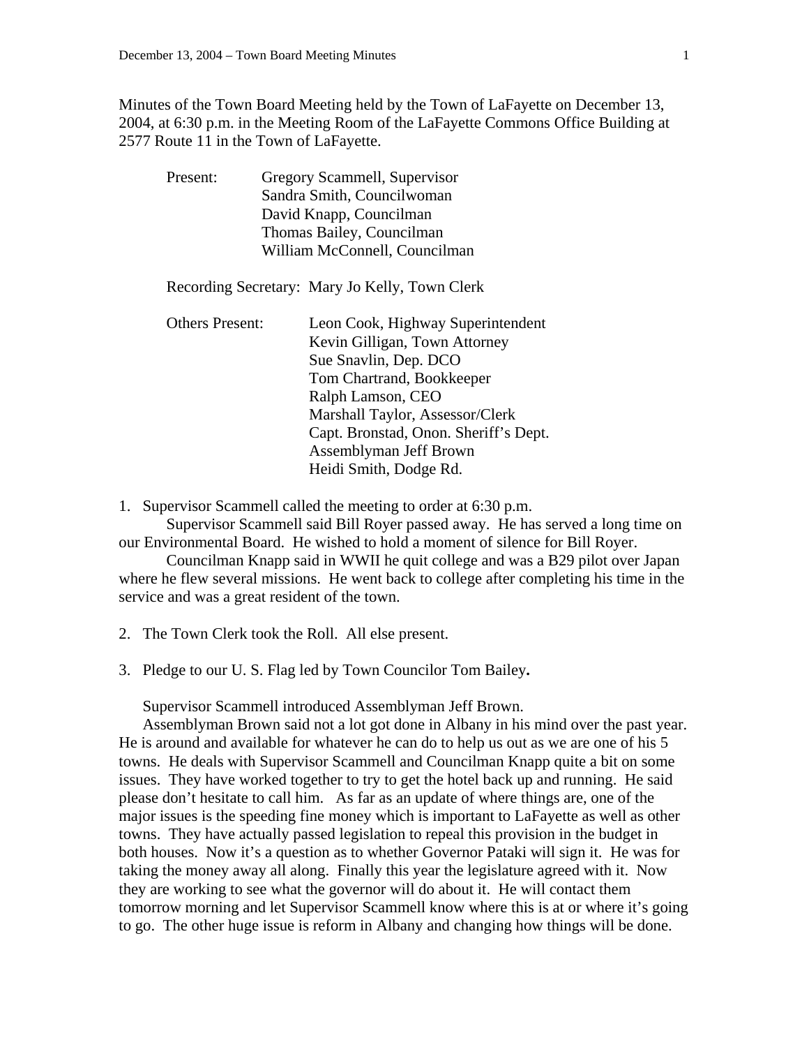Minutes of the Town Board Meeting held by the Town of LaFayette on December 13, 2004, at 6:30 p.m. in the Meeting Room of the LaFayette Commons Office Building at 2577 Route 11 in the Town of LaFayette.

Present: Gregory Scammell, Supervisor
Sandra Smith, Councilwoman
David Knapp, Councilman
Thomas Bailey, Councilman
William McConnell, Councilman

Recording Secretary: Mary Jo Kelly, Town Clerk

Others Present: Leon Cook, Highway Superintendent
Kevin Gilligan, Town Attorney
Sue Snavlin, Dep. DCO
Tom Chartrand, Bookkeeper
Ralph Lamson, CEO
Marshall Taylor, Assessor/Clerk
Capt. Bronstad, Onon. Sheriff's Dept.
Assemblyman Jeff Brown
Heidi Smith, Dodge Rd.

1. Supervisor Scammell called the meeting to order at 6:30 p.m.

   Supervisor Scammell said Bill Royer passed away. He has served a long time on our Environmental Board. He wished to hold a moment of silence for Bill Royer.

   Councilman Knapp said in WWII he quit college and was a B29 pilot over Japan where he flew several missions. He went back to college after completing his time in the service and was a great resident of the town.

2. The Town Clerk took the Roll. All else present.

3. Pledge to our U. S. Flag led by Town Councilor Tom Bailey**.**

Supervisor Scammell introduced Assemblyman Jeff Brown.

Assemblyman Brown said not a lot got done in Albany in his mind over the past year. He is around and available for whatever he can do to help us out as we are one of his 5 towns. He deals with Supervisor Scammell and Councilman Knapp quite a bit on some issues. They have worked together to try to get the hotel back up and running. He said please don't hesitate to call him. As far as an update of where things are, one of the major issues is the speeding fine money which is important to LaFayette as well as other towns. They have actually passed legislation to repeal this provision in the budget in both houses. Now it's a question as to whether Governor Pataki will sign it. He was for taking the money away all along. Finally this year the legislature agreed with it. Now they are working to see what the governor will do about it. He will contact them tomorrow morning and let Supervisor Scammell know where this is at or where it's going to go. The other huge issue is reform in Albany and changing how things will be done.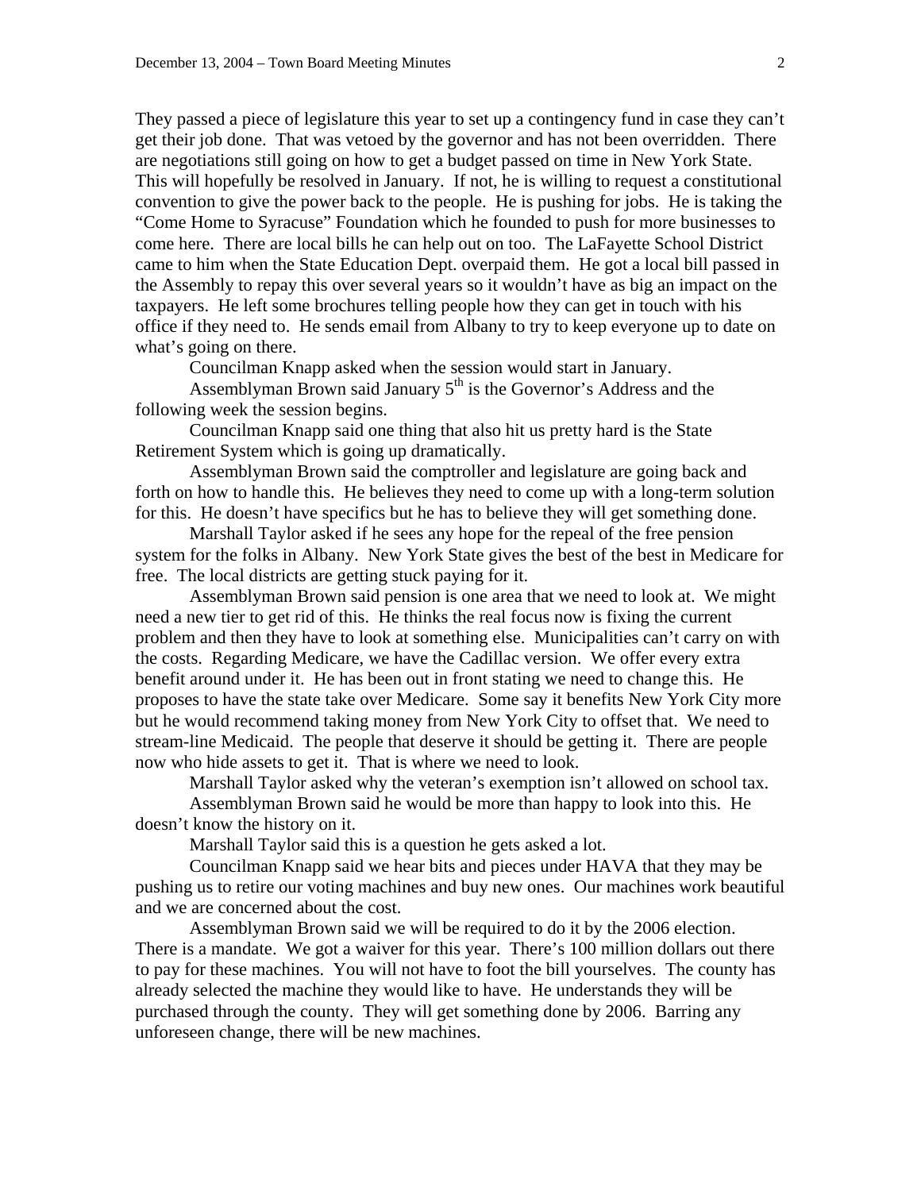They passed a piece of legislature this year to set up a contingency fund in case they can't get their job done. That was vetoed by the governor and has not been overridden. There are negotiations still going on how to get a budget passed on time in New York State. This will hopefully be resolved in January. If not, he is willing to request a constitutional convention to give the power back to the people. He is pushing for jobs. He is taking the "Come Home to Syracuse" Foundation which he founded to push for more businesses to come here. There are local bills he can help out on too. The LaFayette School District came to him when the State Education Dept. overpaid them. He got a local bill passed in the Assembly to repay this over several years so it wouldn't have as big an impact on the taxpayers. He left some brochures telling people how they can get in touch with his office if they need to. He sends email from Albany to try to keep everyone up to date on what's going on there.

Councilman Knapp asked when the session would start in January.

Assemblyman Brown said January 5th is the Governor's Address and the following week the session begins.

Councilman Knapp said one thing that also hit us pretty hard is the State Retirement System which is going up dramatically.

Assemblyman Brown said the comptroller and legislature are going back and forth on how to handle this. He believes they need to come up with a long-term solution for this. He doesn't have specifics but he has to believe they will get something done.

Marshall Taylor asked if he sees any hope for the repeal of the free pension system for the folks in Albany. New York State gives the best of the best in Medicare for free. The local districts are getting stuck paying for it.

Assemblyman Brown said pension is one area that we need to look at. We might need a new tier to get rid of this. He thinks the real focus now is fixing the current problem and then they have to look at something else. Municipalities can't carry on with the costs. Regarding Medicare, we have the Cadillac version. We offer every extra benefit around under it. He has been out in front stating we need to change this. He proposes to have the state take over Medicare. Some say it benefits New York City more but he would recommend taking money from New York City to offset that. We need to stream-line Medicaid. The people that deserve it should be getting it. There are people now who hide assets to get it. That is where we need to look.

Marshall Taylor asked why the veteran's exemption isn't allowed on school tax.

Assemblyman Brown said he would be more than happy to look into this. He doesn't know the history on it.

Marshall Taylor said this is a question he gets asked a lot.

Councilman Knapp said we hear bits and pieces under HAVA that they may be pushing us to retire our voting machines and buy new ones. Our machines work beautiful and we are concerned about the cost.

Assemblyman Brown said we will be required to do it by the 2006 election. There is a mandate. We got a waiver for this year. There's 100 million dollars out there to pay for these machines. You will not have to foot the bill yourselves. The county has already selected the machine they would like to have. He understands they will be purchased through the county. They will get something done by 2006. Barring any unforeseen change, there will be new machines.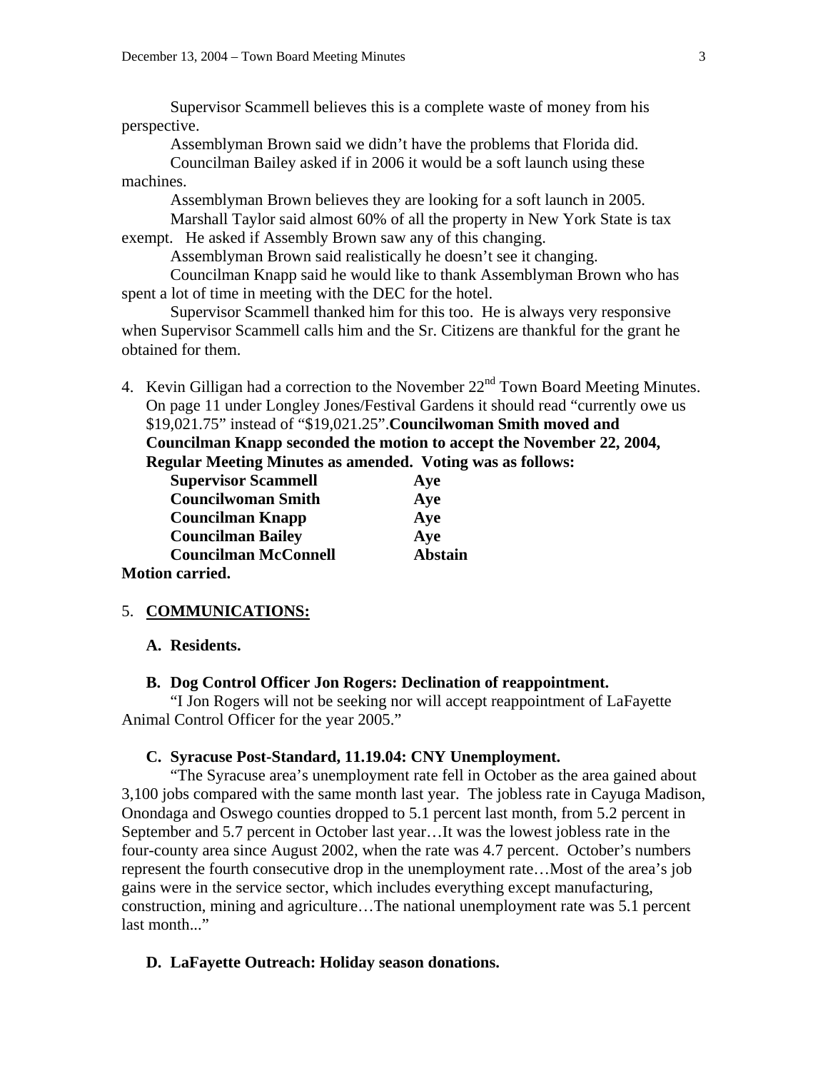Supervisor Scammell believes this is a complete waste of money from his perspective.

Assemblyman Brown said we didn't have the problems that Florida did.

Councilman Bailey asked if in 2006 it would be a soft launch using these machines.

Assemblyman Brown believes they are looking for a soft launch in 2005.

Marshall Taylor said almost 60% of all the property in New York State is tax exempt. He asked if Assembly Brown saw any of this changing.

Assemblyman Brown said realistically he doesn't see it changing.

Councilman Knapp said he would like to thank Assemblyman Brown who has spent a lot of time in meeting with the DEC for the hotel.

Supervisor Scammell thanked him for this too. He is always very responsive when Supervisor Scammell calls him and the Sr. Citizens are thankful for the grant he obtained for them.

4. Kevin Gilligan had a correction to the November 22nd Town Board Meeting Minutes. On page 11 under Longley Jones/Festival Gardens it should read "currently owe us $19,021.75" instead of "$19,021.25". **Councilwoman Smith moved and Councilman Knapp seconded the motion to accept the November 22, 2004, Regular Meeting Minutes as amended. Voting was as follows:**

| | |
|---|---|
| **Supervisor Scammell** | **Aye** |
| **Councilwoman Smith** | **Aye** |
| **Councilman Knapp** | **Aye** |
| **Councilman Bailey** | **Aye** |
| **Councilman McConnell** | **Abstain** |

**Motion carried.**

5. **COMMUNICATIONS:**

**A. Residents.**

**B. Dog Control Officer Jon Rogers: Declination of reappointment.**

"I Jon Rogers will not be seeking nor will accept reappointment of LaFayette Animal Control Officer for the year 2005."

**C. Syracuse Post-Standard, 11.19.04: CNY Unemployment.**

"The Syracuse area's unemployment rate fell in October as the area gained about 3,100 jobs compared with the same month last year. The jobless rate in Cayuga Madison, Onondaga and Oswego counties dropped to 5.1 percent last month, from 5.2 percent in September and 5.7 percent in October last year…It was the lowest jobless rate in the four-county area since August 2002, when the rate was 4.7 percent. October's numbers represent the fourth consecutive drop in the unemployment rate…Most of the area's job gains were in the service sector, which includes everything except manufacturing, construction, mining and agriculture…The national unemployment rate was 5.1 percent last month..."

**D. LaFayette Outreach: Holiday season donations.**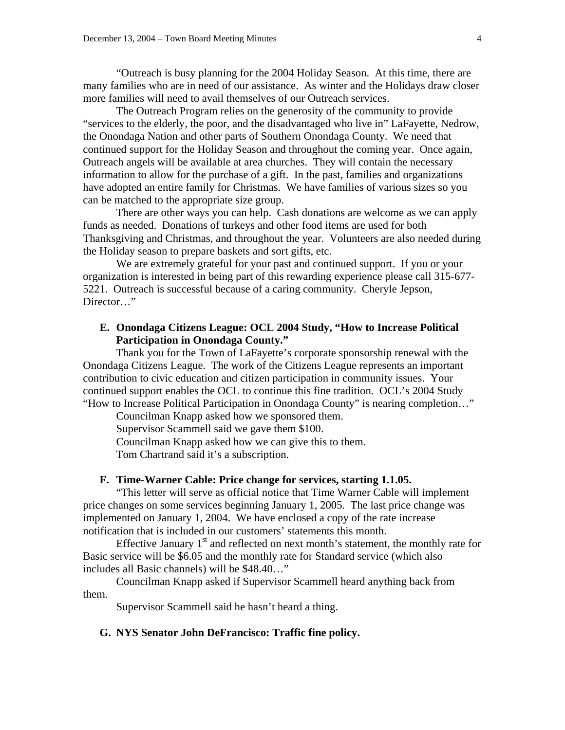"Outreach is busy planning for the 2004 Holiday Season. At this time, there are many families who are in need of our assistance. As winter and the Holidays draw closer more families will need to avail themselves of our Outreach services.

The Outreach Program relies on the generosity of the community to provide "services to the elderly, the poor, and the disadvantaged who live in" LaFayette, Nedrow, the Onondaga Nation and other parts of Southern Onondaga County. We need that continued support for the Holiday Season and throughout the coming year. Once again, Outreach angels will be available at area churches. They will contain the necessary information to allow for the purchase of a gift. In the past, families and organizations have adopted an entire family for Christmas. We have families of various sizes so you can be matched to the appropriate size group.

There are other ways you can help. Cash donations are welcome as we can apply funds as needed. Donations of turkeys and other food items are used for both Thanksgiving and Christmas, and throughout the year. Volunteers are also needed during the Holiday season to prepare baskets and sort gifts, etc.

We are extremely grateful for your past and continued support. If you or your organization is interested in being part of this rewarding experience please call 315-677-5221. Outreach is successful because of a caring community. Cheryle Jepson, Director…"

**E. Onondaga Citizens League: OCL 2004 Study, "How to Increase Political Participation in Onondaga County."**

Thank you for the Town of LaFayette's corporate sponsorship renewal with the Onondaga Citizens League. The work of the Citizens League represents an important contribution to civic education and citizen participation in community issues. Your continued support enables the OCL to continue this fine tradition. OCL's 2004 Study "How to Increase Political Participation in Onondaga County" is nearing completion…"

Councilman Knapp asked how we sponsored them.

Supervisor Scammell said we gave them $100.

Councilman Knapp asked how we can give this to them.

Tom Chartrand said it's a subscription.

**F. Time-Warner Cable: Price change for services, starting 1.1.05.**

"This letter will serve as official notice that Time Warner Cable will implement price changes on some services beginning January 1, 2005. The last price change was implemented on January 1, 2004. We have enclosed a copy of the rate increase notification that is included in our customers' statements this month.

Effective January 1st and reflected on next month's statement, the monthly rate for Basic service will be $6.05 and the monthly rate for Standard service (which also includes all Basic channels) will be $48.40…"

Councilman Knapp asked if Supervisor Scammell heard anything back from them.

Supervisor Scammell said he hasn't heard a thing.

**G. NYS Senator John DeFrancisco: Traffic fine policy.**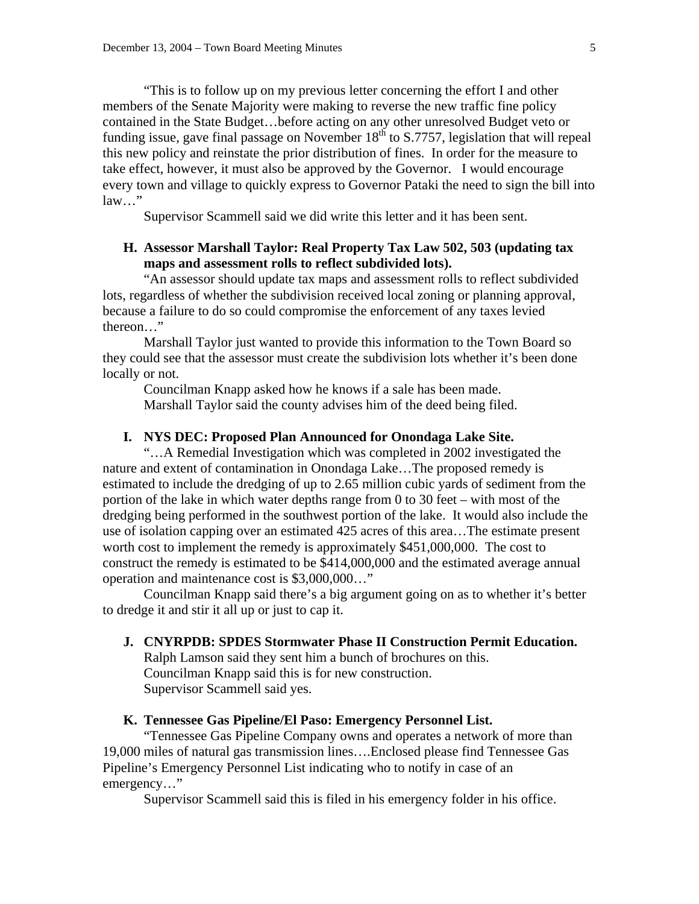"This is to follow up on my previous letter concerning the effort I and other members of the Senate Majority were making to reverse the new traffic fine policy contained in the State Budget…before acting on any other unresolved Budget veto or funding issue, gave final passage on November 18th to S.7757, legislation that will repeal this new policy and reinstate the prior distribution of fines. In order for the measure to take effect, however, it must also be approved by the Governor. I would encourage every town and village to quickly express to Governor Pataki the need to sign the bill into law…"

Supervisor Scammell said we did write this letter and it has been sent.

**H. Assessor Marshall Taylor: Real Property Tax Law 502, 503 (updating tax maps and assessment rolls to reflect subdivided lots).**

"An assessor should update tax maps and assessment rolls to reflect subdivided lots, regardless of whether the subdivision received local zoning or planning approval, because a failure to do so could compromise the enforcement of any taxes levied thereon…"

Marshall Taylor just wanted to provide this information to the Town Board so they could see that the assessor must create the subdivision lots whether it's been done locally or not.

Councilman Knapp asked how he knows if a sale has been made.

Marshall Taylor said the county advises him of the deed being filed.

**I. NYS DEC: Proposed Plan Announced for Onondaga Lake Site.**

"…A Remedial Investigation which was completed in 2002 investigated the nature and extent of contamination in Onondaga Lake…The proposed remedy is estimated to include the dredging of up to 2.65 million cubic yards of sediment from the portion of the lake in which water depths range from 0 to 30 feet – with most of the dredging being performed in the southwest portion of the lake. It would also include the use of isolation capping over an estimated 425 acres of this area…The estimate present worth cost to implement the remedy is approximately $451,000,000. The cost to construct the remedy is estimated to be $414,000,000 and the estimated average annual operation and maintenance cost is $3,000,000…"

Councilman Knapp said there's a big argument going on as to whether it's better to dredge it and stir it all up or just to cap it.

**J. CNYRPDB: SPDES Stormwater Phase II Construction Permit Education.**

Ralph Lamson said they sent him a bunch of brochures on this.

Councilman Knapp said this is for new construction.

Supervisor Scammell said yes.

**K. Tennessee Gas Pipeline/El Paso: Emergency Personnel List.**

"Tennessee Gas Pipeline Company owns and operates a network of more than 19,000 miles of natural gas transmission lines….Enclosed please find Tennessee Gas Pipeline's Emergency Personnel List indicating who to notify in case of an emergency…"

Supervisor Scammell said this is filed in his emergency folder in his office.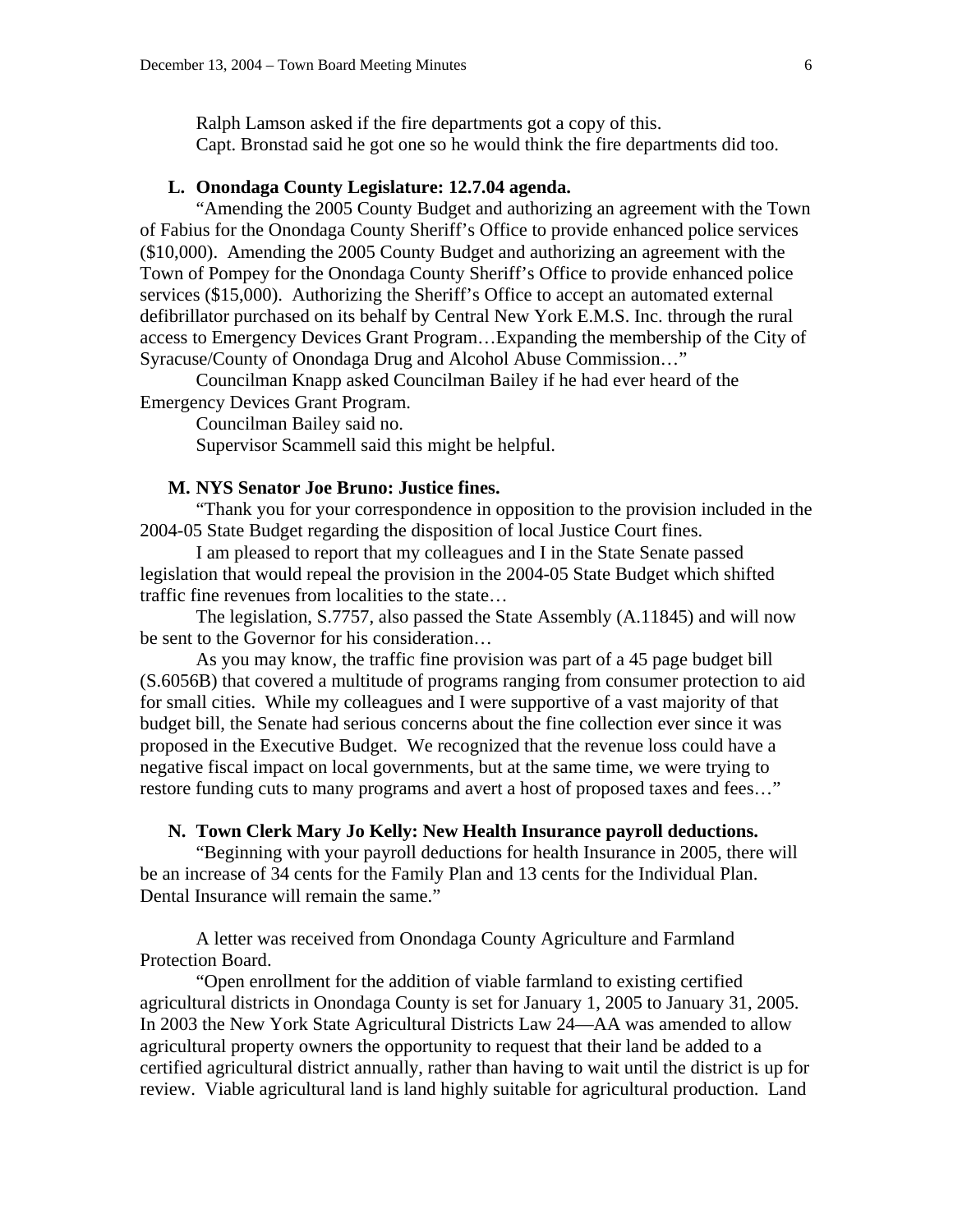Ralph Lamson asked if the fire departments got a copy of this.

Capt. Bronstad said he got one so he would think the fire departments did too.

**L. Onondaga County Legislature: 12.7.04 agenda.**

"Amending the 2005 County Budget and authorizing an agreement with the Town of Fabius for the Onondaga County Sheriff's Office to provide enhanced police services ($10,000). Amending the 2005 County Budget and authorizing an agreement with the Town of Pompey for the Onondaga County Sheriff's Office to provide enhanced police services ($15,000). Authorizing the Sheriff's Office to accept an automated external defibrillator purchased on its behalf by Central New York E.M.S. Inc. through the rural access to Emergency Devices Grant Program…Expanding the membership of the City of Syracuse/County of Onondaga Drug and Alcohol Abuse Commission…"

Councilman Knapp asked Councilman Bailey if he had ever heard of the Emergency Devices Grant Program.

Councilman Bailey said no.

Supervisor Scammell said this might be helpful.

**M. NYS Senator Joe Bruno: Justice fines.**

"Thank you for your correspondence in opposition to the provision included in the 2004-05 State Budget regarding the disposition of local Justice Court fines.

I am pleased to report that my colleagues and I in the State Senate passed legislation that would repeal the provision in the 2004-05 State Budget which shifted traffic fine revenues from localities to the state…

The legislation, S.7757, also passed the State Assembly (A.11845) and will now be sent to the Governor for his consideration…

As you may know, the traffic fine provision was part of a 45 page budget bill (S.6056B) that covered a multitude of programs ranging from consumer protection to aid for small cities. While my colleagues and I were supportive of a vast majority of that budget bill, the Senate had serious concerns about the fine collection ever since it was proposed in the Executive Budget. We recognized that the revenue loss could have a negative fiscal impact on local governments, but at the same time, we were trying to restore funding cuts to many programs and avert a host of proposed taxes and fees…"

**N. Town Clerk Mary Jo Kelly: New Health Insurance payroll deductions.**

"Beginning with your payroll deductions for health Insurance in 2005, there will be an increase of 34 cents for the Family Plan and 13 cents for the Individual Plan. Dental Insurance will remain the same."

A letter was received from Onondaga County Agriculture and Farmland Protection Board.

"Open enrollment for the addition of viable farmland to existing certified agricultural districts in Onondaga County is set for January 1, 2005 to January 31, 2005. In 2003 the New York State Agricultural Districts Law 24—AA was amended to allow agricultural property owners the opportunity to request that their land be added to a certified agricultural district annually, rather than having to wait until the district is up for review. Viable agricultural land is land highly suitable for agricultural production. Land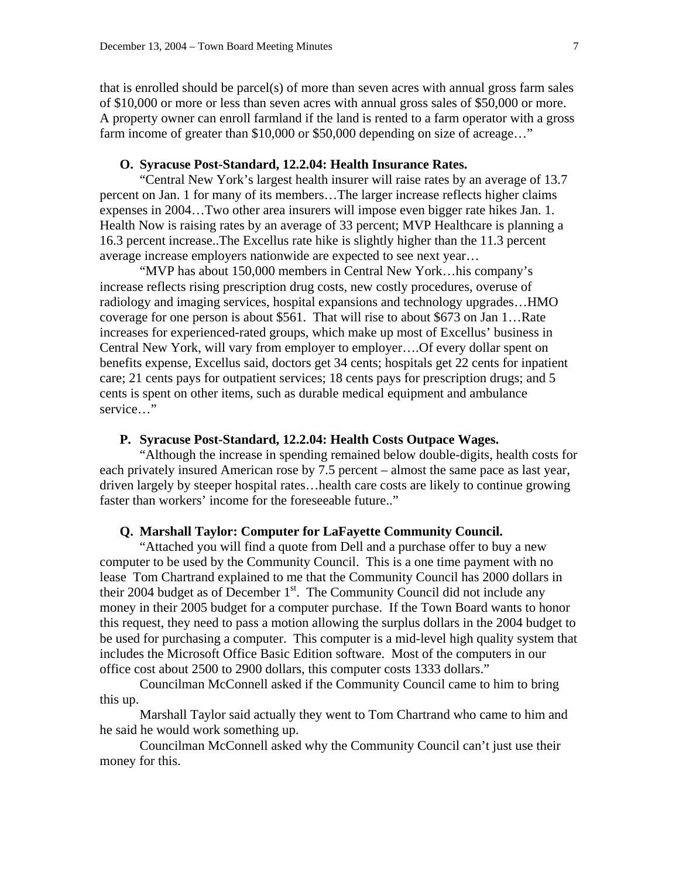that is enrolled should be parcel(s) of more than seven acres with annual gross farm sales of $10,000 or more or less than seven acres with annual gross sales of $50,000 or more. A property owner can enroll farmland if the land is rented to a farm operator with a gross farm income of greater than $10,000 or $50,000 depending on size of acreage…"

**O. Syracuse Post-Standard, 12.2.04: Health Insurance Rates.**

"Central New York's largest health insurer will raise rates by an average of 13.7 percent on Jan. 1 for many of its members…The larger increase reflects higher claims expenses in 2004…Two other area insurers will impose even bigger rate hikes Jan. 1. Health Now is raising rates by an average of 33 percent; MVP Healthcare is planning a 16.3 percent increase..The Excellus rate hike is slightly higher than the 11.3 percent average increase employers nationwide are expected to see next year…

"MVP has about 150,000 members in Central New York…his company's increase reflects rising prescription drug costs, new costly procedures, overuse of radiology and imaging services, hospital expansions and technology upgrades…HMO coverage for one person is about $561. That will rise to about $673 on Jan 1…Rate increases for experienced-rated groups, which make up most of Excellus' business in Central New York, will vary from employer to employer….Of every dollar spent on benefits expense, Excellus said, doctors get 34 cents; hospitals get 22 cents for inpatient care; 21 cents pays for outpatient services; 18 cents pays for prescription drugs; and 5 cents is spent on other items, such as durable medical equipment and ambulance service…"

**P. Syracuse Post-Standard, 12.2.04: Health Costs Outpace Wages.**

"Although the increase in spending remained below double-digits, health costs for each privately insured American rose by 7.5 percent – almost the same pace as last year, driven largely by steeper hospital rates…health care costs are likely to continue growing faster than workers' income for the foreseeable future.."

**Q. Marshall Taylor: Computer for LaFayette Community Council.**

"Attached you will find a quote from Dell and a purchase offer to buy a new computer to be used by the Community Council. This is a one time payment with no lease Tom Chartrand explained to me that the Community Council has 2000 dollars in their 2004 budget as of December 1st. The Community Council did not include any money in their 2005 budget for a computer purchase. If the Town Board wants to honor this request, they need to pass a motion allowing the surplus dollars in the 2004 budget to be used for purchasing a computer. This computer is a mid-level high quality system that includes the Microsoft Office Basic Edition software. Most of the computers in our office cost about 2500 to 2900 dollars, this computer costs 1333 dollars."

Councilman McConnell asked if the Community Council came to him to bring this up.

Marshall Taylor said actually they went to Tom Chartrand who came to him and he said he would work something up.

Councilman McConnell asked why the Community Council can't just use their money for this.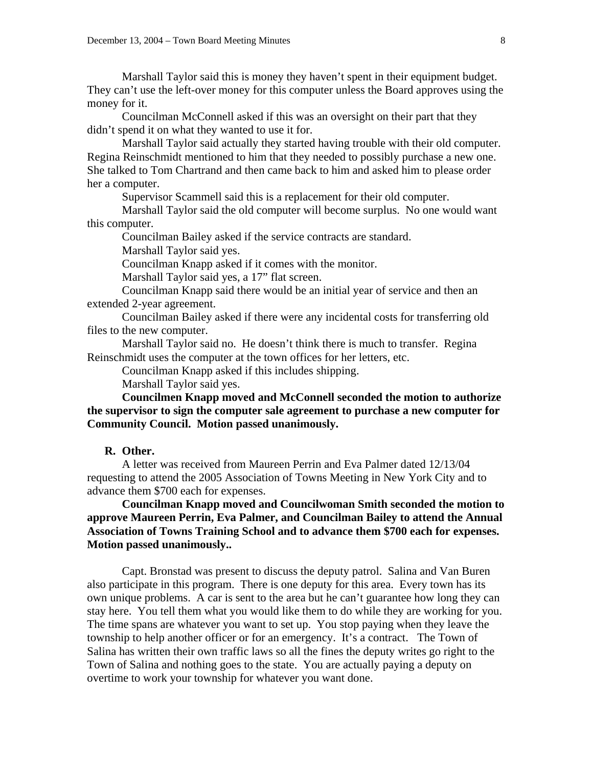Marshall Taylor said this is money they haven't spent in their equipment budget. They can't use the left-over money for this computer unless the Board approves using the money for it.

Councilman McConnell asked if this was an oversight on their part that they didn't spend it on what they wanted to use it for.

Marshall Taylor said actually they started having trouble with their old computer. Regina Reinschmidt mentioned to him that they needed to possibly purchase a new one. She talked to Tom Chartrand and then came back to him and asked him to please order her a computer.

Supervisor Scammell said this is a replacement for their old computer.

Marshall Taylor said the old computer will become surplus. No one would want this computer.

Councilman Bailey asked if the service contracts are standard.

Marshall Taylor said yes.

Councilman Knapp asked if it comes with the monitor.

Marshall Taylor said yes, a 17" flat screen.

Councilman Knapp said there would be an initial year of service and then an extended 2-year agreement.

Councilman Bailey asked if there were any incidental costs for transferring old files to the new computer.

Marshall Taylor said no. He doesn't think there is much to transfer. Regina Reinschmidt uses the computer at the town offices for her letters, etc.

Councilman Knapp asked if this includes shipping.

Marshall Taylor said yes.

**Councilmen Knapp moved and McConnell seconded the motion to authorize the supervisor to sign the computer sale agreement to purchase a new computer for Community Council. Motion passed unanimously.**

**R. Other.**

A letter was received from Maureen Perrin and Eva Palmer dated 12/13/04 requesting to attend the 2005 Association of Towns Meeting in New York City and to advance them $700 each for expenses.

**Councilman Knapp moved and Councilwoman Smith seconded the motion to approve Maureen Perrin, Eva Palmer, and Councilman Bailey to attend the Annual Association of Towns Training School and to advance them $700 each for expenses. Motion passed unanimously..**

Capt. Bronstad was present to discuss the deputy patrol. Salina and Van Buren also participate in this program. There is one deputy for this area. Every town has its own unique problems. A car is sent to the area but he can't guarantee how long they can stay here. You tell them what you would like them to do while they are working for you. The time spans are whatever you want to set up. You stop paying when they leave the township to help another officer or for an emergency. It's a contract. The Town of Salina has written their own traffic laws so all the fines the deputy writes go right to the Town of Salina and nothing goes to the state. You are actually paying a deputy on overtime to work your township for whatever you want done.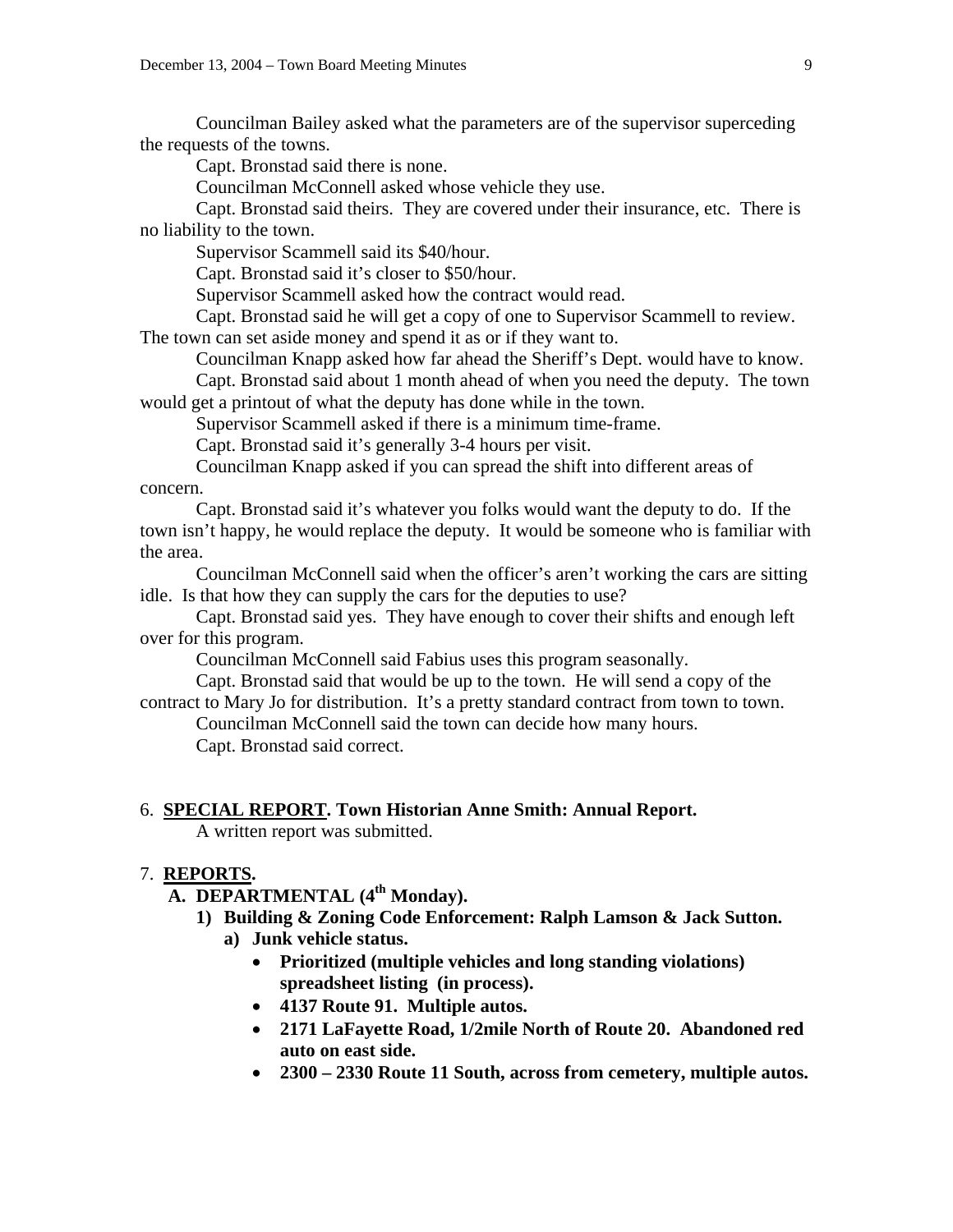Councilman Bailey asked what the parameters are of the supervisor superceding the requests of the towns.

Capt. Bronstad said there is none.

Councilman McConnell asked whose vehicle they use.

Capt. Bronstad said theirs. They are covered under their insurance, etc. There is no liability to the town.

Supervisor Scammell said its $40/hour.

Capt. Bronstad said it's closer to $50/hour.

Supervisor Scammell asked how the contract would read.

Capt. Bronstad said he will get a copy of one to Supervisor Scammell to review. The town can set aside money and spend it as or if they want to.

Councilman Knapp asked how far ahead the Sheriff's Dept. would have to know.

Capt. Bronstad said about 1 month ahead of when you need the deputy. The town would get a printout of what the deputy has done while in the town.

Supervisor Scammell asked if there is a minimum time-frame.

Capt. Bronstad said it's generally 3-4 hours per visit.

Councilman Knapp asked if you can spread the shift into different areas of concern.

Capt. Bronstad said it's whatever you folks would want the deputy to do. If the town isn't happy, he would replace the deputy. It would be someone who is familiar with the area.

Councilman McConnell said when the officer's aren't working the cars are sitting idle. Is that how they can supply the cars for the deputies to use?

Capt. Bronstad said yes. They have enough to cover their shifts and enough left over for this program.

Councilman McConnell said Fabius uses this program seasonally.

Capt. Bronstad said that would be up to the town. He will send a copy of the contract to Mary Jo for distribution. It's a pretty standard contract from town to town.

Councilman McConnell said the town can decide how many hours.

Capt. Bronstad said correct.

6. **<u>SPECIAL REPORT</u>. Town Historian Anne Smith: Annual Report.**

   A written report was submitted.

7. **<u>REPORTS</u>.**

   **A. DEPARTMENTAL (4th Monday).**

   **1) Building & Zoning Code Enforcement: Ralph Lamson & Jack Sutton.**

   **a) Junk vehicle status.**

   - **Prioritized (multiple vehicles and long standing violations) spreadsheet listing (in process).**
   - **4137 Route 91. Multiple autos.**
   - **2171 LaFayette Road, 1/2mile North of Route 20. Abandoned red auto on east side.**
   - **2300 – 2330 Route 11 South, across from cemetery, multiple autos.**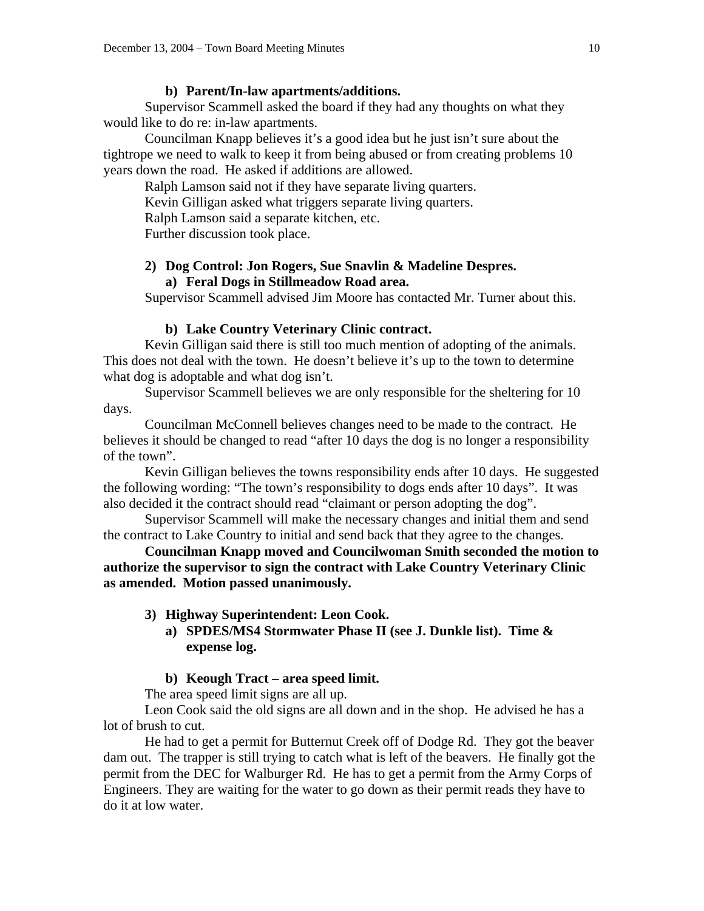**b) Parent/In-law apartments/additions.**

Supervisor Scammell asked the board if they had any thoughts on what they would like to do re: in-law apartments.

Councilman Knapp believes it's a good idea but he just isn't sure about the tightrope we need to walk to keep it from being abused or from creating problems 10 years down the road. He asked if additions are allowed.

Ralph Lamson said not if they have separate living quarters.

Kevin Gilligan asked what triggers separate living quarters.

Ralph Lamson said a separate kitchen, etc.

Further discussion took place.

**2) Dog Control: Jon Rogers, Sue Snavlin & Madeline Despres.**

**a) Feral Dogs in Stillmeadow Road area.**

Supervisor Scammell advised Jim Moore has contacted Mr. Turner about this.

**b) Lake Country Veterinary Clinic contract.**

Kevin Gilligan said there is still too much mention of adopting of the animals. This does not deal with the town. He doesn't believe it's up to the town to determine what dog is adoptable and what dog isn't.

Supervisor Scammell believes we are only responsible for the sheltering for 10 days.

Councilman McConnell believes changes need to be made to the contract. He believes it should be changed to read "after 10 days the dog is no longer a responsibility of the town".

Kevin Gilligan believes the towns responsibility ends after 10 days. He suggested the following wording: "The town's responsibility to dogs ends after 10 days". It was also decided it the contract should read "claimant or person adopting the dog".

Supervisor Scammell will make the necessary changes and initial them and send the contract to Lake Country to initial and send back that they agree to the changes.

**Councilman Knapp moved and Councilwoman Smith seconded the motion to authorize the supervisor to sign the contract with Lake Country Veterinary Clinic as amended. Motion passed unanimously.**

**3) Highway Superintendent: Leon Cook.**

**a) SPDES/MS4 Stormwater Phase II (see J. Dunkle list). Time & expense log.**

**b) Keough Tract – area speed limit.**

The area speed limit signs are all up.

Leon Cook said the old signs are all down and in the shop. He advised he has a lot of brush to cut.

He had to get a permit for Butternut Creek off of Dodge Rd. They got the beaver dam out. The trapper is still trying to catch what is left of the beavers. He finally got the permit from the DEC for Walburger Rd. He has to get a permit from the Army Corps of Engineers. They are waiting for the water to go down as their permit reads they have to do it at low water.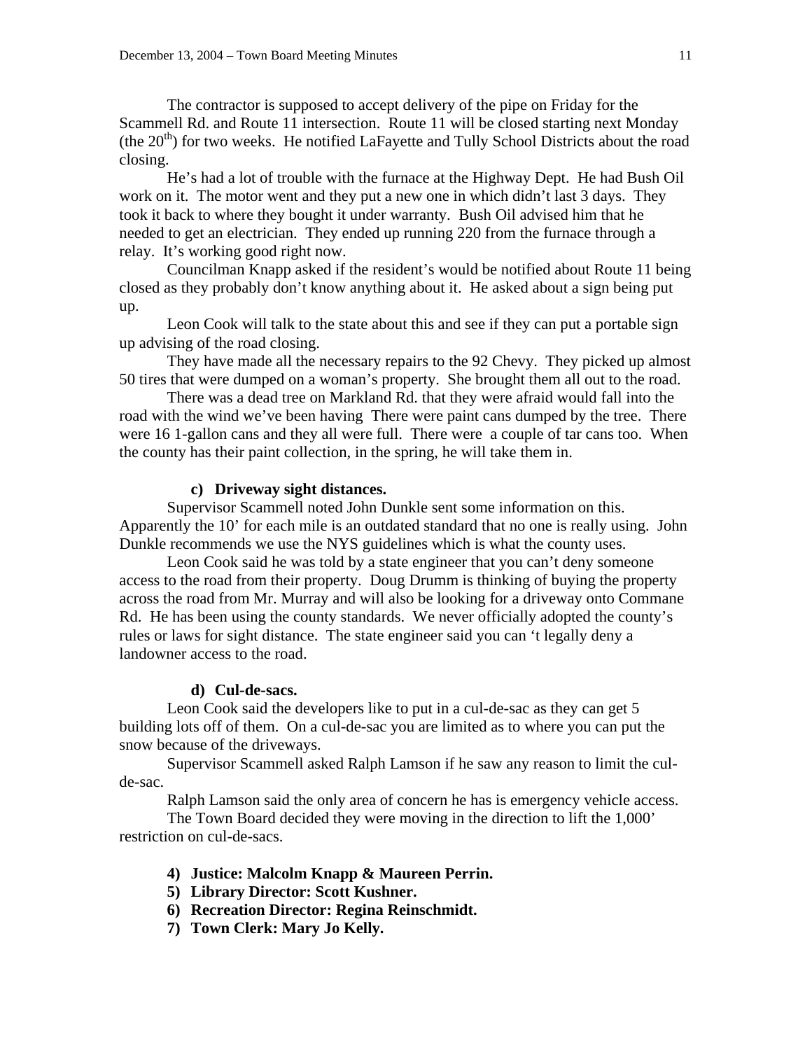The contractor is supposed to accept delivery of the pipe on Friday for the Scammell Rd. and Route 11 intersection. Route 11 will be closed starting next Monday (the $20^{th}$) for two weeks. He notified LaFayette and Tully School Districts about the road closing.

He's had a lot of trouble with the furnace at the Highway Dept. He had Bush Oil work on it. The motor went and they put a new one in which didn't last 3 days. They took it back to where they bought it under warranty. Bush Oil advised him that he needed to get an electrician. They ended up running 220 from the furnace through a relay. It's working good right now.

Councilman Knapp asked if the resident's would be notified about Route 11 being closed as they probably don't know anything about it. He asked about a sign being put up.

Leon Cook will talk to the state about this and see if they can put a portable sign up advising of the road closing.

They have made all the necessary repairs to the 92 Chevy. They picked up almost 50 tires that were dumped on a woman's property. She brought them all out to the road.

There was a dead tree on Markland Rd. that they were afraid would fall into the road with the wind we've been having There were paint cans dumped by the tree. There were 16 1-gallon cans and they all were full. There were a couple of tar cans too. When the county has their paint collection, in the spring, he will take them in.

**c) Driveway sight distances.**

Supervisor Scammell noted John Dunkle sent some information on this. Apparently the 10' for each mile is an outdated standard that no one is really using. John Dunkle recommends we use the NYS guidelines which is what the county uses.

Leon Cook said he was told by a state engineer that you can't deny someone access to the road from their property. Doug Drumm is thinking of buying the property across the road from Mr. Murray and will also be looking for a driveway onto Commane Rd. He has been using the county standards. We never officially adopted the county's rules or laws for sight distance. The state engineer said you can 't legally deny a landowner access to the road.

**d) Cul-de-sacs.**

Leon Cook said the developers like to put in a cul-de-sac as they can get 5 building lots off of them. On a cul-de-sac you are limited as to where you can put the snow because of the driveways.

Supervisor Scammell asked Ralph Lamson if he saw any reason to limit the cul-de-sac.

Ralph Lamson said the only area of concern he has is emergency vehicle access.

The Town Board decided they were moving in the direction to lift the 1,000' restriction on cul-de-sacs.

**4) Justice: Malcolm Knapp & Maureen Perrin.**

**5) Library Director: Scott Kushner.**

**6) Recreation Director: Regina Reinschmidt.**

**7) Town Clerk: Mary Jo Kelly.**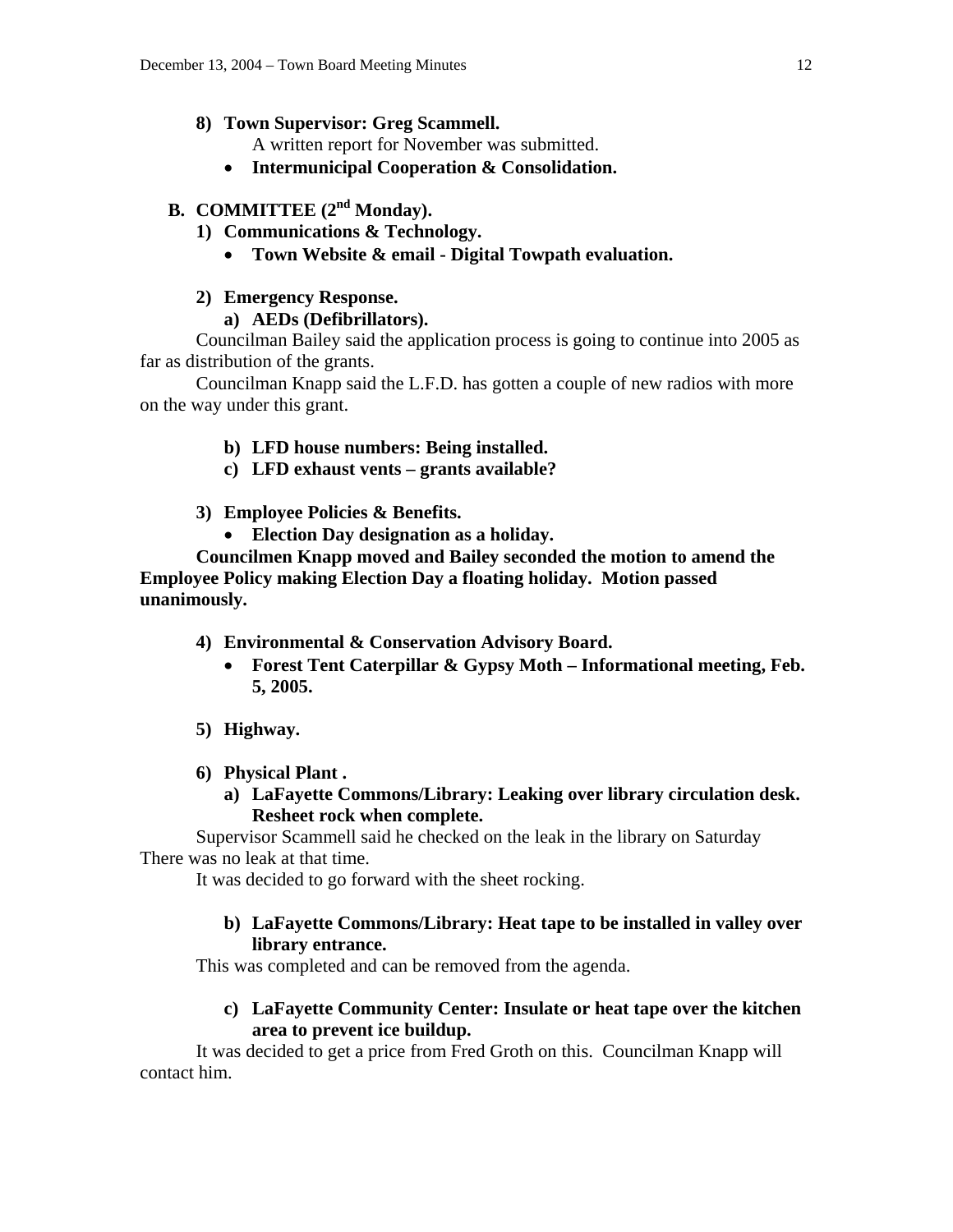**8) Town Supervisor: Greg Scammell.**

A written report for November was submitted.

- **Intermunicipal Cooperation & Consolidation.**

**B. COMMITTEE (2nd Monday).**

**1) Communications & Technology.**

- **Town Website & email - Digital Towpath evaluation.**

**2) Emergency Response.**

**a) AEDs (Defibrillators).**

Councilman Bailey said the application process is going to continue into 2005 as far as distribution of the grants.

Councilman Knapp said the L.F.D. has gotten a couple of new radios with more on the way under this grant.

**b) LFD house numbers: Being installed.**

**c) LFD exhaust vents – grants available?**

**3) Employee Policies & Benefits.**

- **Election Day designation as a holiday.**

**Councilmen Knapp moved and Bailey seconded the motion to amend the Employee Policy making Election Day a floating holiday. Motion passed unanimously.**

**4) Environmental & Conservation Advisory Board.**

- **Forest Tent Caterpillar & Gypsy Moth – Informational meeting, Feb. 5, 2005.**

**5) Highway.**

**6) Physical Plant .**

**a) LaFayette Commons/Library: Leaking over library circulation desk. Resheet rock when complete.**

Supervisor Scammell said he checked on the leak in the library on Saturday There was no leak at that time.

It was decided to go forward with the sheet rocking.

**b) LaFayette Commons/Library: Heat tape to be installed in valley over library entrance.**

This was completed and can be removed from the agenda.

**c) LaFayette Community Center: Insulate or heat tape over the kitchen area to prevent ice buildup.**

It was decided to get a price from Fred Groth on this. Councilman Knapp will contact him.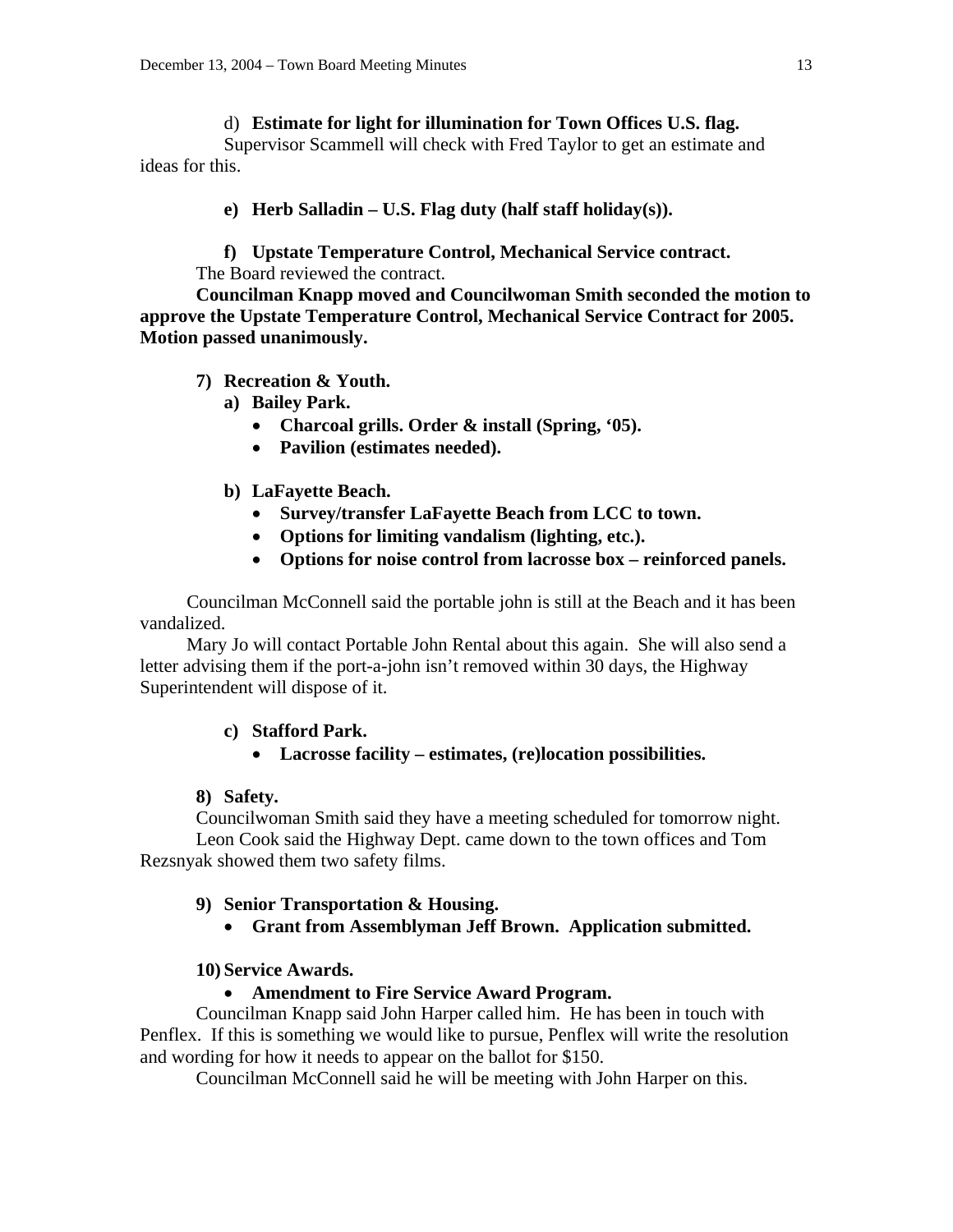d) **Estimate for light for illumination for Town Offices U.S. flag.**

Supervisor Scammell will check with Fred Taylor to get an estimate and ideas for this.

**e) Herb Salladin – U.S. Flag duty (half staff holiday(s)).**

**f) Upstate Temperature Control, Mechanical Service contract.**

The Board reviewed the contract.

**Councilman Knapp moved and Councilwoman Smith seconded the motion to approve the Upstate Temperature Control, Mechanical Service Contract for 2005. Motion passed unanimously.**

**7) Recreation & Youth.**

**a) Bailey Park.**

- **Charcoal grills. Order & install (Spring, '05).**
- **Pavilion (estimates needed).**

**b) LaFayette Beach.**

- **Survey/transfer LaFayette Beach from LCC to town.**
- **Options for limiting vandalism (lighting, etc.).**
- **Options for noise control from lacrosse box – reinforced panels.**

Councilman McConnell said the portable john is still at the Beach and it has been vandalized.

Mary Jo will contact Portable John Rental about this again. She will also send a letter advising them if the port-a-john isn't removed within 30 days, the Highway Superintendent will dispose of it.

**c) Stafford Park.**

- **Lacrosse facility – estimates, (re)location possibilities.**

**8) Safety.**

Councilwoman Smith said they have a meeting scheduled for tomorrow night.

Leon Cook said the Highway Dept. came down to the town offices and Tom Rezsnyak showed them two safety films.

**9) Senior Transportation & Housing.**

- **Grant from Assemblyman Jeff Brown. Application submitted.**

**10) Service Awards.**

- **Amendment to Fire Service Award Program.**

Councilman Knapp said John Harper called him. He has been in touch with Penflex. If this is something we would like to pursue, Penflex will write the resolution and wording for how it needs to appear on the ballot for $150.

Councilman McConnell said he will be meeting with John Harper on this.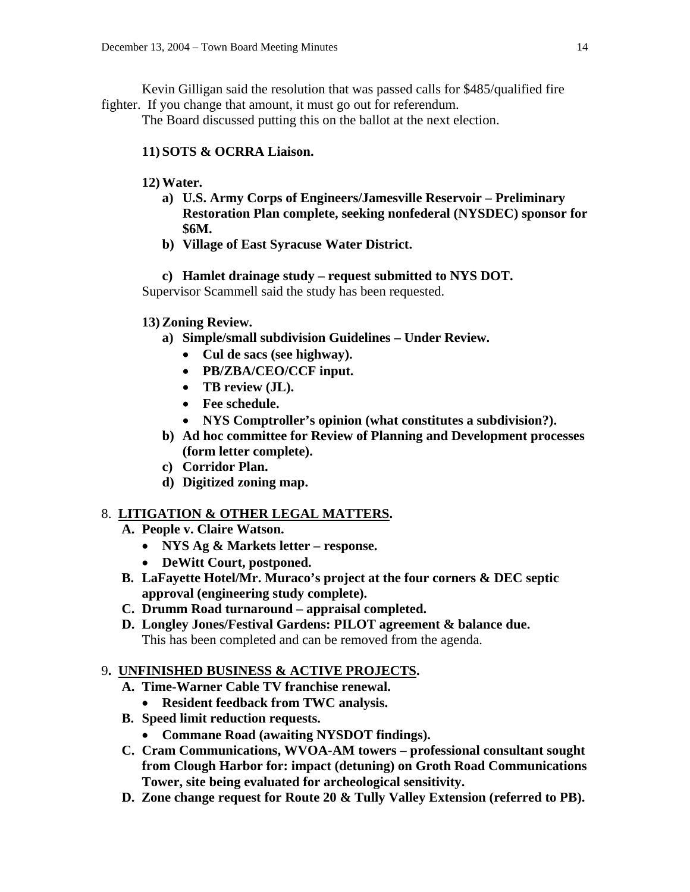Kevin Gilligan said the resolution that was passed calls for $485/qualified fire fighter. If you change that amount, it must go out for referendum.

The Board discussed putting this on the ballot at the next election.

**11) SOTS & OCRRA Liaison.**

**12) Water.**

- **a) U.S. Army Corps of Engineers/Jamesville Reservoir – Preliminary Restoration Plan complete, seeking nonfederal (NYSDEC) sponsor for $6M.**
- **b) Village of East Syracuse Water District.**
- **c) Hamlet drainage study – request submitted to NYS DOT.**

Supervisor Scammell said the study has been requested.

**13) Zoning Review.**

- **a) Simple/small subdivision Guidelines – Under Review.**
  - **Cul de sacs (see highway).**
  - **PB/ZBA/CEO/CCF input.**
  - **TB review (JL).**
  - **Fee schedule.**
  - **NYS Comptroller's opinion (what constitutes a subdivision?).**
- **b) Ad hoc committee for Review of Planning and Development processes (form letter complete).**
- **c) Corridor Plan.**
- **d) Digitized zoning map.**

## 8. LITIGATION & OTHER LEGAL MATTERS.

- **A. People v. Claire Watson.**
  - **NYS Ag & Markets letter – response.**
  - **DeWitt Court, postponed.**
- **B. LaFayette Hotel/Mr. Muraco's project at the four corners & DEC septic approval (engineering study complete).**
- **C. Drumm Road turnaround – appraisal completed.**
- **D. Longley Jones/Festival Gardens: PILOT agreement & balance due.**

  This has been completed and can be removed from the agenda.

## 9. UNFINISHED BUSINESS & ACTIVE PROJECTS.

- **A. Time-Warner Cable TV franchise renewal.**
  - **Resident feedback from TWC analysis.**
- **B. Speed limit reduction requests.**
  - **Commane Road (awaiting NYSDOT findings).**
- **C. Cram Communications, WVOA-AM towers – professional consultant sought from Clough Harbor for: impact (detuning) on Groth Road Communications Tower, site being evaluated for archeological sensitivity.**
- **D. Zone change request for Route 20 & Tully Valley Extension (referred to PB).**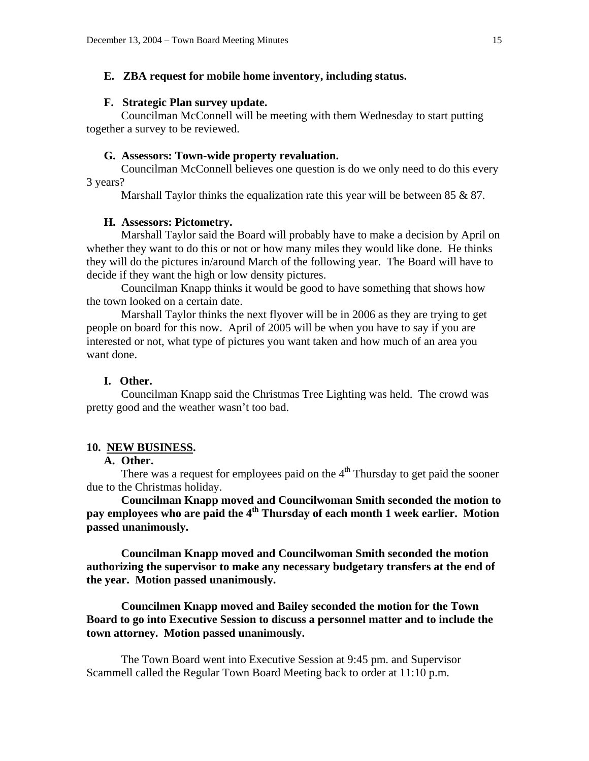**E. ZBA request for mobile home inventory, including status.**

**F. Strategic Plan survey update.**

Councilman McConnell will be meeting with them Wednesday to start putting together a survey to be reviewed.

**G. Assessors: Town-wide property revaluation.**

Councilman McConnell believes one question is do we only need to do this every 3 years?

Marshall Taylor thinks the equalization rate this year will be between 85 & 87.

**H. Assessors: Pictometry.**

Marshall Taylor said the Board will probably have to make a decision by April on whether they want to do this or not or how many miles they would like done. He thinks they will do the pictures in/around March of the following year. The Board will have to decide if they want the high or low density pictures.

Councilman Knapp thinks it would be good to have something that shows how the town looked on a certain date.

Marshall Taylor thinks the next flyover will be in 2006 as they are trying to get people on board for this now. April of 2005 will be when you have to say if you are interested or not, what type of pictures you want taken and how much of an area you want done.

**I. Other.**

Councilman Knapp said the Christmas Tree Lighting was held. The crowd was pretty good and the weather wasn't too bad.

**10. <u>NEW BUSINESS</u>.**

**A. Other.**

There was a request for employees paid on the 4th Thursday to get paid the sooner due to the Christmas holiday.

**Councilman Knapp moved and Councilwoman Smith seconded the motion to pay employees who are paid the 4th Thursday of each month 1 week earlier. Motion passed unanimously.**

**Councilman Knapp moved and Councilwoman Smith seconded the motion authorizing the supervisor to make any necessary budgetary transfers at the end of the year. Motion passed unanimously.**

**Councilmen Knapp moved and Bailey seconded the motion for the Town Board to go into Executive Session to discuss a personnel matter and to include the town attorney. Motion passed unanimously.**

The Town Board went into Executive Session at 9:45 pm. and Supervisor Scammell called the Regular Town Board Meeting back to order at 11:10 p.m.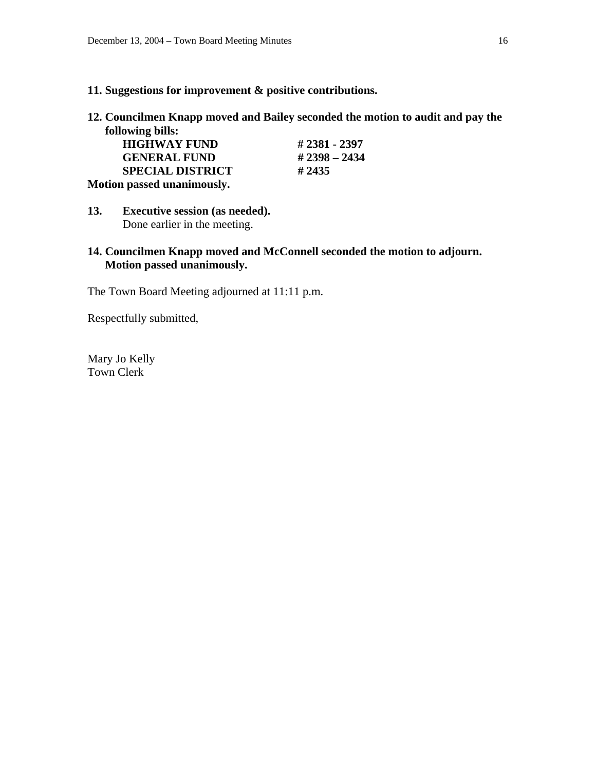**11. Suggestions for improvement & positive contributions.**

**12. Councilmen Knapp moved and Bailey seconded the motion to audit and pay the following bills:**

| | |
|---|---|
| **HIGHWAY FUND** | **# 2381 - 2397** |
| **GENERAL FUND** | **# 2398 – 2434** |
| **SPECIAL DISTRICT** | **# 2435** |

**Motion passed unanimously.**

**13. Executive session (as needed).**
Done earlier in the meeting.

**14. Councilmen Knapp moved and McConnell seconded the motion to adjourn. Motion passed unanimously.**

The Town Board Meeting adjourned at 11:11 p.m.

Respectfully submitted,

Mary Jo Kelly
Town Clerk